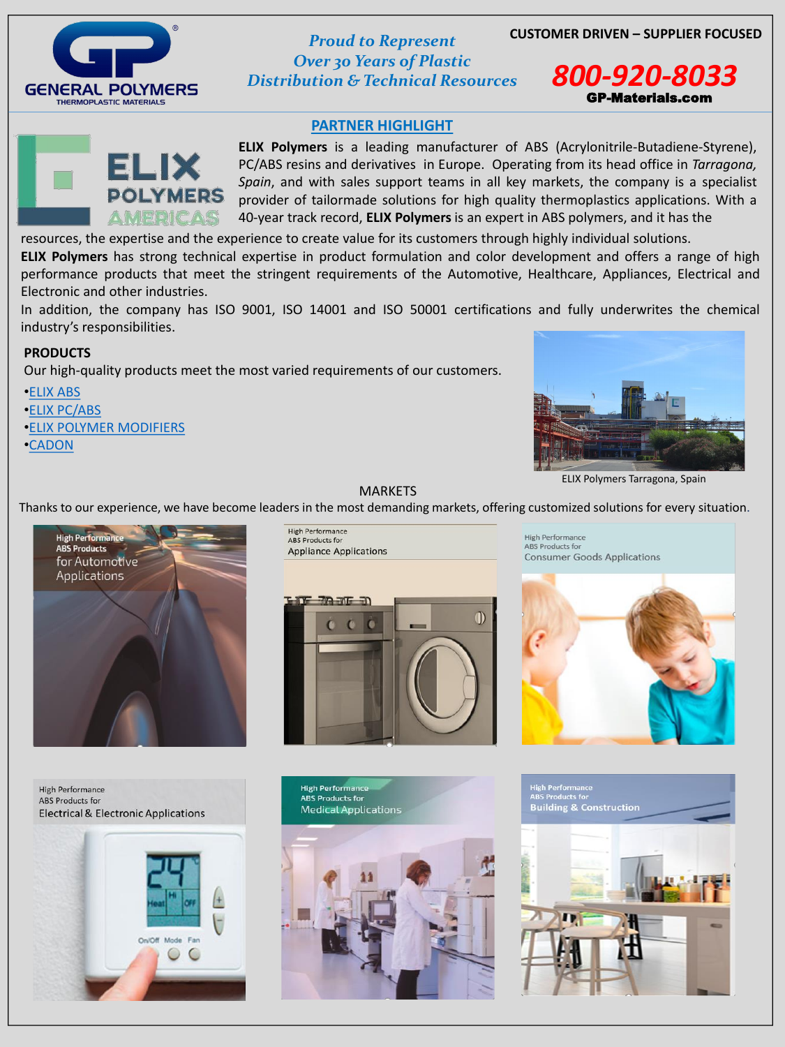GENERAL POLYMERS
THERMOPLASTIC MATERIALS

*Proud to Represent Over 30 Years of Plastic Distribution & Technical Resources*

**CUSTOMER DRIVEN – SUPPLIER FOCUSED**

**800-920-8033**
**GP-Materials.com**

## PARTNER HIGHLIGHT

ELIX POLYMERS AMERICAS

**ELIX Polymers** is a leading manufacturer of ABS (Acrylonitrile-Butadiene-Styrene), PC/ABS resins and derivatives in Europe. Operating from its head office in *Tarragona, Spain*, and with sales support teams in all key markets, the company is a specialist provider of tailormade solutions for high quality thermoplastics applications. With a 40-year track record, **ELIX Polymers** is an expert in ABS polymers, and it has the resources, the expertise and the experience to create value for its customers through highly individual solutions.

**ELIX Polymers** has strong technical expertise in product formulation and color development and offers a range of high performance products that meet the stringent requirements of the Automotive, Healthcare, Appliances, Electrical and Electronic and other industries.

In addition, the company has ISO 9001, ISO 14001 and ISO 50001 certifications and fully underwrites the chemical industry's responsibilities.

### PRODUCTS

Our high-quality products meet the most varied requirements of our customers.

- ELIX ABS
- ELIX PC/ABS
- ELIX POLYMER MODIFIERS
- CADON

ELIX Polymers Tarragona, Spain

### MARKETS

Thanks to our experience, we have become leaders in the most demanding markets, offering customized solutions for every situation.

High Performance ABS Products for Automotive Applications

High Performance ABS Products for Appliance Applications

High Performance ABS Products for Consumer Goods Applications

High Performance ABS Products for Electrical & Electronic Applications

High Performance ABS Products for Medical Applications

High Performance ABS Products for Building & Construction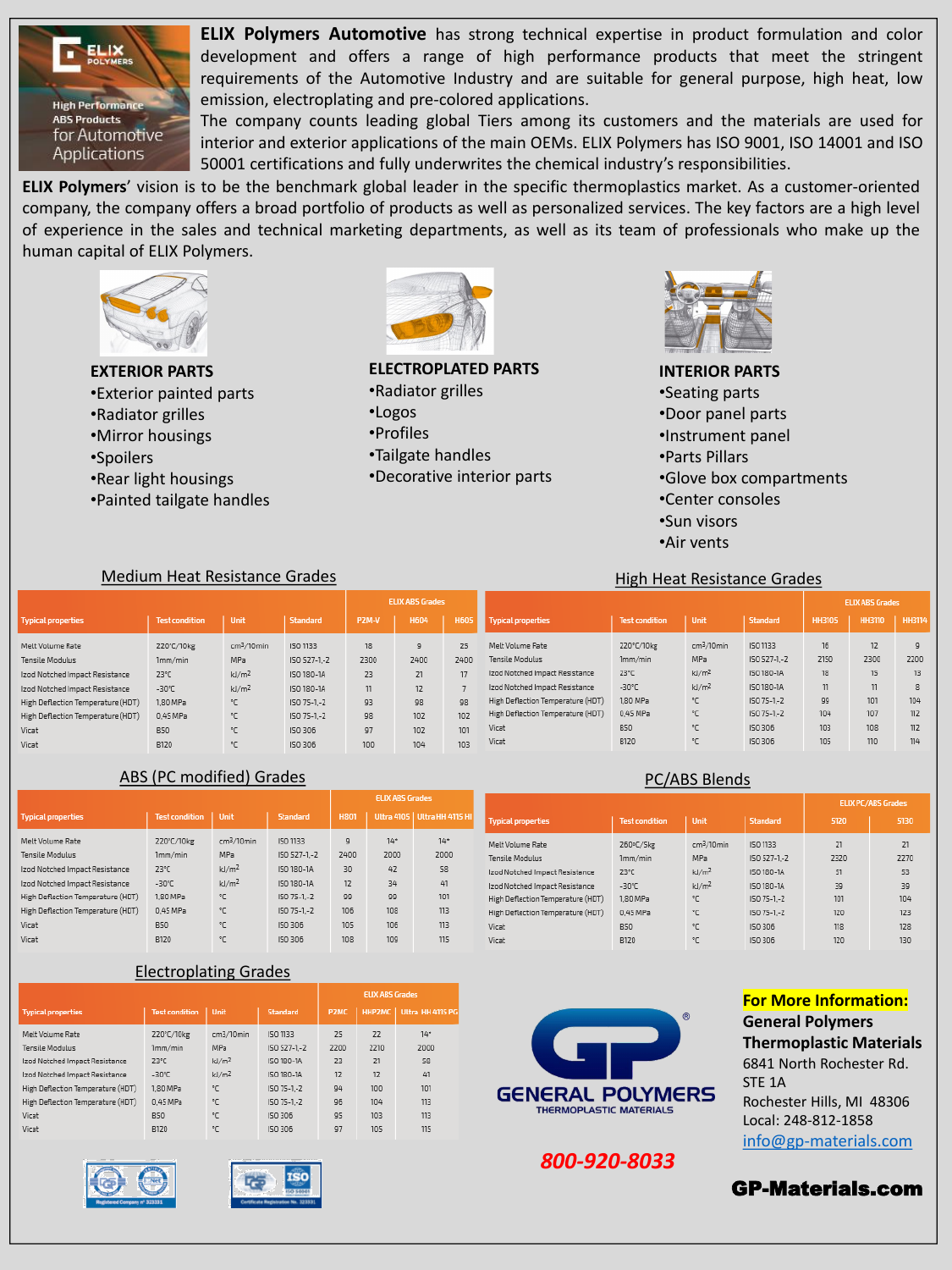**ELIX Polymers Automotive** has strong technical expertise in product formulation and color development and offers a range of high performance products that meet the stringent requirements of the Automotive Industry and are suitable for general purpose, high heat, low emission, electroplating and pre-colored applications.

The company counts leading global Tiers among its customers and the materials are used for interior and exterior applications of the main OEMs. ELIX Polymers has ISO 9001, ISO 14001 and ISO 50001 certifications and fully underwrites the chemical industry's responsibilities.

**ELIX Polymers**' vision is to be the benchmark global leader in the specific thermoplastics market. As a customer-oriented company, the company offers a broad portfolio of products as well as personalized services. The key factors are a high level of experience in the sales and technical marketing departments, as well as its team of professionals who make up the human capital of ELIX Polymers.

### EXTERIOR PARTS

- Exterior painted parts
- Radiator grilles
- Mirror housings
- Spoilers
- Rear light housings
- Painted tailgate handles

### ELECTROPLATED PARTS

- Radiator grilles
- Logos
- Profiles
- Tailgate handles
- Decorative interior parts

### INTERIOR PARTS

- Seating parts
- Door panel parts
- Instrument panel
- Parts Pillars
- Glove box compartments
- Center consoles
- Sun visors
- Air vents

## Medium Heat Resistance Grades

| Typical properties | Test condition | Unit | Standard | ELIX ABS Grades | | |
|---|---|---|---|---|---|---|
| | | | | P2M-V | H604 | H605 |
| Melt Volume Rate | 220°C/10kg | cm³/10min | ISO 1133 | 18 | 9 | 25 |
| Tensile Modulus | 1mm/min | MPa | ISO 527-1,-2 | 2300 | 2400 | 2400 |
| Izod Notched Impact Resistance | 23°C | kJ/m² | ISO 180-1A | 23 | 21 | 17 |
| Izod Notched Impact Resistance | -30°C | kJ/m² | ISO 180-1A | 11 | 12 | 7 |
| High Deflection Temperature (HDT) | 1,80 MPa | °C | ISO 75-1,-2 | 93 | 98 | 98 |
| High Deflection Temperature (HDT) | 0,45 MPa | °C | ISO 75-1,-2 | 98 | 102 | 102 |
| Vicat | B50 | °C | ISO 306 | 97 | 102 | 101 |
| Vicat | B120 | °C | ISO 306 | 100 | 104 | 103 |

## High Heat Resistance Grades

| Typical properties | Test condition | Unit | Standard | ELIX ABS Grades | | |
|---|---|---|---|---|---|---|
| | | | | HH3105 | HH3110 | HH3114 |
| Melt Volume Rate | 220°C/10kg | cm³/10min | ISO 1133 | 16 | 12 | 9 |
| Tensile Modulus | 1mm/min | MPa | ISO 527-1,-2 | 2150 | 2300 | 2200 |
| Izod Notched Impact Resistance | 23°C | kJ/m² | ISO 180-1A | 18 | 15 | 13 |
| Izod Notched Impact Resistance | -30°C | kJ/m² | ISO 180-1A | 11 | 11 | 8 |
| High Deflection Temperature (HDT) | 1,80 MPa | °C | ISO 75-1,-2 | 99 | 101 | 104 |
| High Deflection Temperature (HDT) | 0,45 MPa | °C | ISO 75-1,-2 | 104 | 107 | 112 |
| Vicat | B50 | °C | ISO 306 | 103 | 108 | 112 |
| Vicat | B120 | °C | ISO 306 | 105 | 110 | 114 |

## ABS (PC modified) Grades

| Typical properties | Test condition | Unit | Standard | ELIX ABS Grades | | |
|---|---|---|---|---|---|---|
| | | | | H801 | Ultra 4105 | Ultra HH 4115 HI |
| Melt Volume Rate | 220°C/10kg | cm³/10min | ISO 1133 | 9 | 14* | 14* |
| Tensile Modulus | 1mm/min | MPa | ISO 527-1,-2 | 2400 | 2000 | 2000 |
| Izod Notched Impact Resistance | 23°C | kJ/m² | ISO 180-1A | 30 | 42 | 58 |
| Izod Notched Impact Resistance | -30°C | kJ/m² | ISO 180-1A | 12 | 34 | 41 |
| High Deflection Temperature (HDT) | 1,80 MPa | °C | ISO 75-1,-2 | 99 | 99 | 101 |
| High Deflection Temperature (HDT) | 0,45 MPa | °C | ISO 75-1,-2 | 106 | 108 | 113 |
| Vicat | B50 | °C | ISO 306 | 105 | 106 | 113 |
| Vicat | B120 | °C | ISO 306 | 108 | 109 | 115 |

## PC/ABS Blends

| Typical properties | Test condition | Unit | Standard | ELIX PC/ABS Grades | |
|---|---|---|---|---|---|
| | | | | 5120 | 5130 |
| Melt Volume Rate | 260°C/5kg | cm³/10min | ISO 1133 | 21 | 21 |
| Tensile Modulus | 1mm/min | MPa | ISO 527-1,-2 | 2320 | 2270 |
| Izod Notched Impact Resistance | 23°C | kJ/m² | ISO 180-1A | 51 | 53 |
| Izod Notched Impact Resistance | -30°C | kJ/m² | ISO 180-1A | 39 | 39 |
| High Deflection Temperature (HDT) | 1,80 MPa | °C | ISO 75-1,-2 | 101 | 104 |
| High Deflection Temperature (HDT) | 0,45 MPa | °C | ISO 75-1,-2 | 120 | 123 |
| Vicat | B50 | °C | ISO 306 | 118 | 128 |
| Vicat | B120 | °C | ISO 306 | 120 | 130 |

## Electroplating Grades

| Typical properties | Test condition | Unit | Standard | ELIX ABS Grades | | |
|---|---|---|---|---|---|---|
| | | | | P2MC | HHP2MC | Ultra HH 4115 PG |
| Melt Volume Rate | 220°C/10kg | cm³/10min | ISO 1133 | 25 | 22 | 14* |
| Tensile Modulus | 1mm/min | MPa | ISO 527-1,-2 | 2200 | 2210 | 2000 |
| Izod Notched Impact Resistance | 23°C | kJ/m² | ISO 180-1A | 23 | 21 | 58 |
| Izod Notched Impact Resistance | -30°C | kJ/m² | ISO 180-1A | 12 | 12 | 41 |
| High Deflection Temperature (HDT) | 1,80 MPa | °C | ISO 75-1,-2 | 94 | 100 | 101 |
| High Deflection Temperature (HDT) | 0,45 MPa | °C | ISO 75-1,-2 | 96 | 104 | 113 |
| Vicat | B50 | °C | ISO 306 | 95 | 103 | 113 |
| Vicat | B120 | °C | ISO 306 | 97 | 105 | 115 |

GENERAL POLYMERS
THERMOPLASTIC MATERIALS

**800-920-8033**

**For More Information:**

**General Polymers Thermoplastic Materials**
6841 North Rochester Rd.
STE 1A
Rochester Hills, MI 48306
Local: 248-812-1858
info@gp-materials.com

**GP-Materials.com**